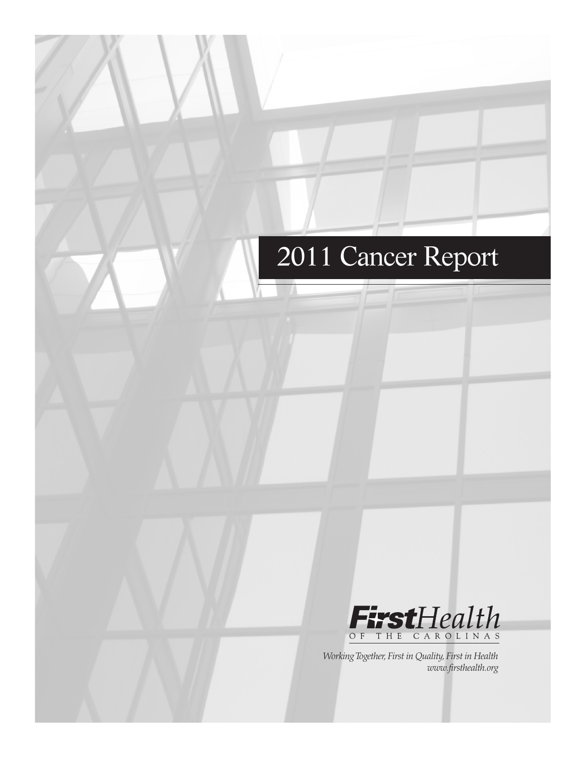# 2011 Cancer Report

**FirstHealth** OF THE CAROLINAS

*Working Together, First in Quality, First in Health*
*www.firsthealth.org*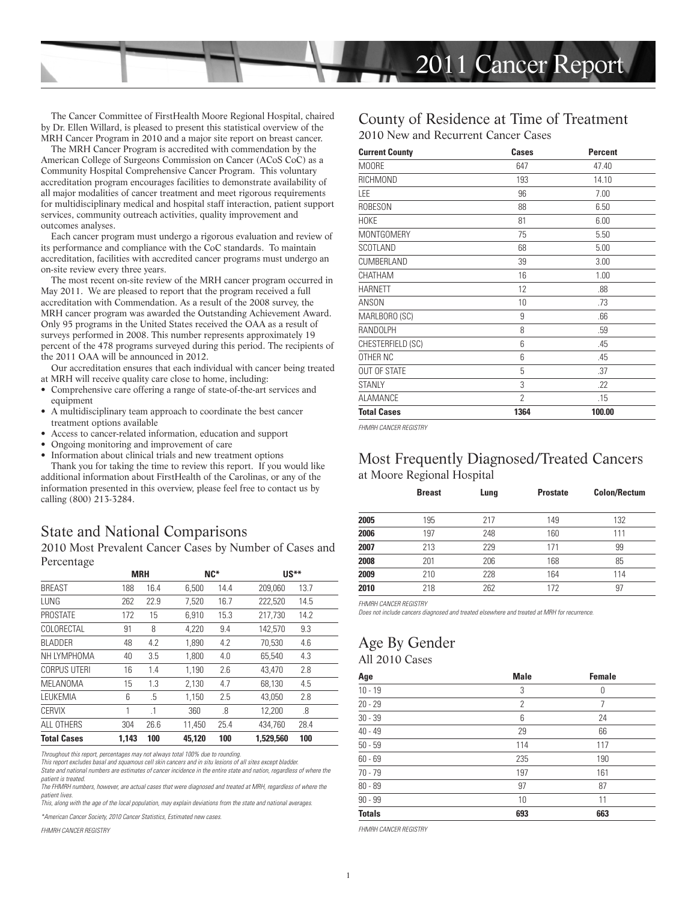// Note: "2011 Cancer Report" banner header — include as heading since it's the page title.
# 2011 Cancer Report

The Cancer Committee of FirstHealth Moore Regional Hospital, chaired by Dr. Ellen Willard, is pleased to present this statistical overview of the MRH Cancer Program in 2010 and a major site report on breast cancer.

The MRH Cancer Program is accredited with commendation by the American College of Surgeons Commission on Cancer (ACoS CoC) as a Community Hospital Comprehensive Cancer Program. This voluntary accreditation program encourages facilities to demonstrate availability of all major modalities of cancer treatment and meet rigorous requirements for multidisciplinary medical and hospital staff interaction, patient support services, community outreach activities, quality improvement and outcomes analyses.

Each cancer program must undergo a rigorous evaluation and review of its performance and compliance with the CoC standards. To maintain accreditation, facilities with accredited cancer programs must undergo an on-site review every three years.

The most recent on-site review of the MRH cancer program occurred in May 2011. We are pleased to report that the program received a full accreditation with Commendation. As a result of the 2008 survey, the MRH cancer program was awarded the Outstanding Achievement Award. Only 95 programs in the United States received the OAA as a result of surveys performed in 2008. This number represents approximately 19 percent of the 478 programs surveyed during this period. The recipients of the 2011 OAA will be announced in 2012.

Our accreditation ensures that each individual with cancer being treated at MRH will receive quality care close to home, including:

- Comprehensive care offering a range of state-of-the-art services and equipment
- A multidisciplinary team approach to coordinate the best cancer treatment options available
- Access to cancer-related information, education and support
- Ongoing monitoring and improvement of care
- Information about clinical trials and new treatment options

Thank you for taking the time to review this report. If you would like additional information about FirstHealth of the Carolinas, or any of the information presented in this overview, please feel free to contact us by calling (800) 213-3284.

## State and National Comparisons

2010 Most Prevalent Cancer Cases by Number of Cases and Percentage

| | MRH | | NC* | | US** | |
|---|---|---|---|---|---|---|
| BREAST | 188 | 16.4 | 6,500 | 14.4 | 209,060 | 13.7 |
| LUNG | 262 | 22.9 | 7,520 | 16.7 | 222,520 | 14.5 |
| PROSTATE | 172 | 15 | 6,910 | 15.3 | 217,730 | 14.2 |
| COLORECTAL | 91 | 8 | 4,220 | 9.4 | 142,570 | 9.3 |
| BLADDER | 48 | 4.2 | 1,890 | 4.2 | 70,530 | 4.6 |
| NH LYMPHOMA | 40 | 3.5 | 1,800 | 4.0 | 65,540 | 4.3 |
| CORPUS UTERI | 16 | 1.4 | 1,190 | 2.6 | 43,470 | 2.8 |
| MELANOMA | 15 | 1.3 | 2,130 | 4.7 | 68,130 | 4.5 |
| LEUKEMIA | 6 | .5 | 1,150 | 2.5 | 43,050 | 2.8 |
| CERVIX | 1 | .1 | 360 | .8 | 12,200 | .8 |
| ALL OTHERS | 304 | 26.6 | 11,450 | 25.4 | 434,760 | 28.4 |
| **Total Cases** | **1,143** | **100** | **45,120** | **100** | **1,529,560** | **100** |

*Throughout this report, percentages may not always total 100% due to rounding.*
*This report excludes basal and squamous cell skin cancers and in situ lesions of all sites except bladder.*
*State and national numbers are estimates of cancer incidence in the entire state and nation, regardless of where the patient is treated.*
*The FHMRH numbers, however, are actual cases that were diagnosed and treated at MRH, regardless of where the patient lives.*
*This, along with the age of the local population, may explain deviations from the state and national averages.*

*\*American Cancer Society, 2010 Cancer Statistics, Estimated new cases.*

*FHMRH CANCER REGISTRY*

## County of Residence at Time of Treatment

2010 New and Recurrent Cancer Cases

| Current County | Cases | Percent |
|---|---|---|
| MOORE | 647 | 47.40 |
| RICHMOND | 193 | 14.10 |
| LEE | 96 | 7.00 |
| ROBESON | 88 | 6.50 |
| HOKE | 81 | 6.00 |
| MONTGOMERY | 75 | 5.50 |
| SCOTLAND | 68 | 5.00 |
| CUMBERLAND | 39 | 3.00 |
| CHATHAM | 16 | 1.00 |
| HARNETT | 12 | .88 |
| ANSON | 10 | .73 |
| MARLBORO (SC) | 9 | .66 |
| RANDOLPH | 8 | .59 |
| CHESTERFIELD (SC) | 6 | .45 |
| OTHER NC | 6 | .45 |
| OUT OF STATE | 5 | .37 |
| STANLY | 3 | .22 |
| ALAMANCE | 2 | .15 |
| **Total Cases** | **1364** | **100.00** |

*FHMRH CANCER REGISTRY*

## Most Frequently Diagnosed/Treated Cancers

at Moore Regional Hospital

| | Breast | Lung | Prostate | Colon/Rectum |
|---|---|---|---|---|
| **2005** | 195 | 217 | 149 | 132 |
| **2006** | 197 | 248 | 160 | 111 |
| **2007** | 213 | 229 | 171 | 99 |
| **2008** | 201 | 206 | 168 | 85 |
| **2009** | 210 | 228 | 164 | 114 |
| **2010** | 218 | 262 | 172 | 97 |

*FHMRH CANCER REGISTRY*
*Does not include cancers diagnosed and treated elsewhere and treated at MRH for recurrence.*

## Age By Gender

All 2010 Cases

| Age | Male | Female |
|---|---|---|
| 10 - 19 | 3 | 0 |
| 20 - 29 | 2 | 7 |
| 30 - 39 | 6 | 24 |
| 40 - 49 | 29 | 66 |
| 50 - 59 | 114 | 117 |
| 60 - 69 | 235 | 190 |
| 70 - 79 | 197 | 161 |
| 80 - 89 | 97 | 87 |
| 90 - 99 | 10 | 11 |
| **Totals** | **693** | **663** |

*FHMRH CANCER REGISTRY*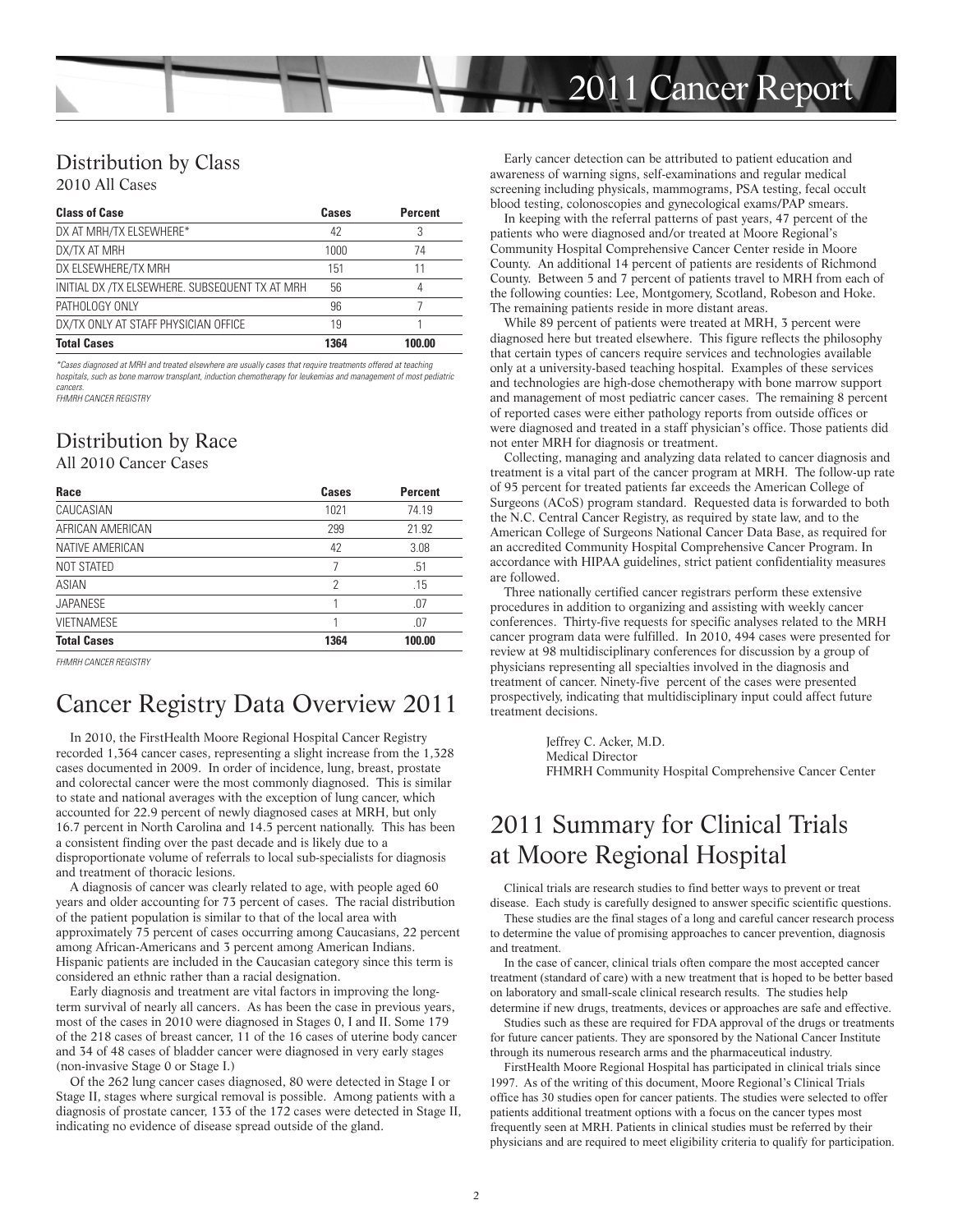## Distribution by Class

2010 All Cases

| Class of Case | Cases | Percent |
|---|---|---|
| DX AT MRH/TX ELSEWHERE* | 42 | 3 |
| DX/TX AT MRH | 1000 | 74 |
| DX ELSEWHERE/TX MRH | 151 | 11 |
| INITIAL DX /TX ELSEWHERE. SUBSEQUENT TX AT MRH | 56 | 4 |
| PATHOLOGY ONLY | 96 | 7 |
| DX/TX ONLY AT STAFF PHYSICIAN OFFICE | 19 | 1 |
| **Total Cases** | **1364** | **100.00** |

*Cases diagnosed at MRH and treated elsewhere are usually cases that require treatments offered at teaching hospitals, such as bone marrow transplant, induction chemotherapy for leukemias and management of most pediatric cancers.

FHMRH CANCER REGISTRY

## Distribution by Race

All 2010 Cancer Cases

| Race | Cases | Percent |
|---|---|---|
| CAUCASIAN | 1021 | 74.19 |
| AFRICAN AMERICAN | 299 | 21.92 |
| NATIVE AMERICAN | 42 | 3.08 |
| NOT STATED | 7 | .51 |
| ASIAN | 2 | .15 |
| JAPANESE | 1 | .07 |
| VIETNAMESE | 1 | .07 |
| **Total Cases** | **1364** | **100.00** |

FHMRH CANCER REGISTRY

# Cancer Registry Data Overview 2011

In 2010, the FirstHealth Moore Regional Hospital Cancer Registry recorded 1,364 cancer cases, representing a slight increase from the 1,328 cases documented in 2009. In order of incidence, lung, breast, prostate and colorectal cancer were the most commonly diagnosed. This is similar to state and national averages with the exception of lung cancer, which accounted for 22.9 percent of newly diagnosed cases at MRH, but only 16.7 percent in North Carolina and 14.5 percent nationally. This has been a consistent finding over the past decade and is likely due to a disproportionate volume of referrals to local sub-specialists for diagnosis and treatment of thoracic lesions.

A diagnosis of cancer was clearly related to age, with people aged 60 years and older accounting for 73 percent of cases. The racial distribution of the patient population is similar to that of the local area with approximately 75 percent of cases occurring among Caucasians, 22 percent among African-Americans and 3 percent among American Indians. Hispanic patients are included in the Caucasian category since this term is considered an ethnic rather than a racial designation.

Early diagnosis and treatment are vital factors in improving the long-term survival of nearly all cancers. As has been the case in previous years, most of the cases in 2010 were diagnosed in Stages 0, I and II. Some 179 of the 218 cases of breast cancer, 11 of the 16 cases of uterine body cancer and 34 of 48 cases of bladder cancer were diagnosed in very early stages (non-invasive Stage 0 or Stage I.)

Of the 262 lung cancer cases diagnosed, 80 were detected in Stage I or Stage II, stages where surgical removal is possible. Among patients with a diagnosis of prostate cancer, 133 of the 172 cases were detected in Stage II, indicating no evidence of disease spread outside of the gland.

Early cancer detection can be attributed to patient education and awareness of warning signs, self-examinations and regular medical screening including physicals, mammograms, PSA testing, fecal occult blood testing, colonoscopies and gynecological exams/PAP smears.

In keeping with the referral patterns of past years, 47 percent of the patients who were diagnosed and/or treated at Moore Regional's Community Hospital Comprehensive Cancer Center reside in Moore County. An additional 14 percent of patients are residents of Richmond County. Between 5 and 7 percent of patients travel to MRH from each of the following counties: Lee, Montgomery, Scotland, Robeson and Hoke. The remaining patients reside in more distant areas.

While 89 percent of patients were treated at MRH, 3 percent were diagnosed here but treated elsewhere. This figure reflects the philosophy that certain types of cancers require services and technologies available only at a university-based teaching hospital. Examples of these services and technologies are high-dose chemotherapy with bone marrow support and management of most pediatric cancer cases. The remaining 8 percent of reported cases were either pathology reports from outside offices or were diagnosed and treated in a staff physician's office. Those patients did not enter MRH for diagnosis or treatment.

Collecting, managing and analyzing data related to cancer diagnosis and treatment is a vital part of the cancer program at MRH. The follow-up rate of 95 percent for treated patients far exceeds the American College of Surgeons (ACoS) program standard. Requested data is forwarded to both the N.C. Central Cancer Registry, as required by state law, and to the American College of Surgeons National Cancer Data Base, as required for an accredited Community Hospital Comprehensive Cancer Program. In accordance with HIPAA guidelines, strict patient confidentiality measures are followed.

Three nationally certified cancer registrars perform these extensive procedures in addition to organizing and assisting with weekly cancer conferences. Thirty-five requests for specific analyses related to the MRH cancer program data were fulfilled. In 2010, 494 cases were presented for review at 98 multidisciplinary conferences for discussion by a group of physicians representing all specialties involved in the diagnosis and treatment of cancer. Ninety-five percent of the cases were presented prospectively, indicating that multidisciplinary input could affect future treatment decisions.

Jeffrey C. Acker, M.D.
Medical Director
FHMRH Community Hospital Comprehensive Cancer Center

# 2011 Summary for Clinical Trials at Moore Regional Hospital

Clinical trials are research studies to find better ways to prevent or treat disease. Each study is carefully designed to answer specific scientific questions.

These studies are the final stages of a long and careful cancer research process to determine the value of promising approaches to cancer prevention, diagnosis and treatment.

In the case of cancer, clinical trials often compare the most accepted cancer treatment (standard of care) with a new treatment that is hoped to be better based on laboratory and small-scale clinical research results. The studies help determine if new drugs, treatments, devices or approaches are safe and effective.

Studies such as these are required for FDA approval of the drugs or treatments for future cancer patients. They are sponsored by the National Cancer Institute through its numerous research arms and the pharmaceutical industry.

FirstHealth Moore Regional Hospital has participated in clinical trials since 1997. As of the writing of this document, Moore Regional's Clinical Trials office has 30 studies open for cancer patients. The studies were selected to offer patients additional treatment options with a focus on the cancer types most frequently seen at MRH. Patients in clinical studies must be referred by their physicians and are required to meet eligibility criteria to qualify for participation.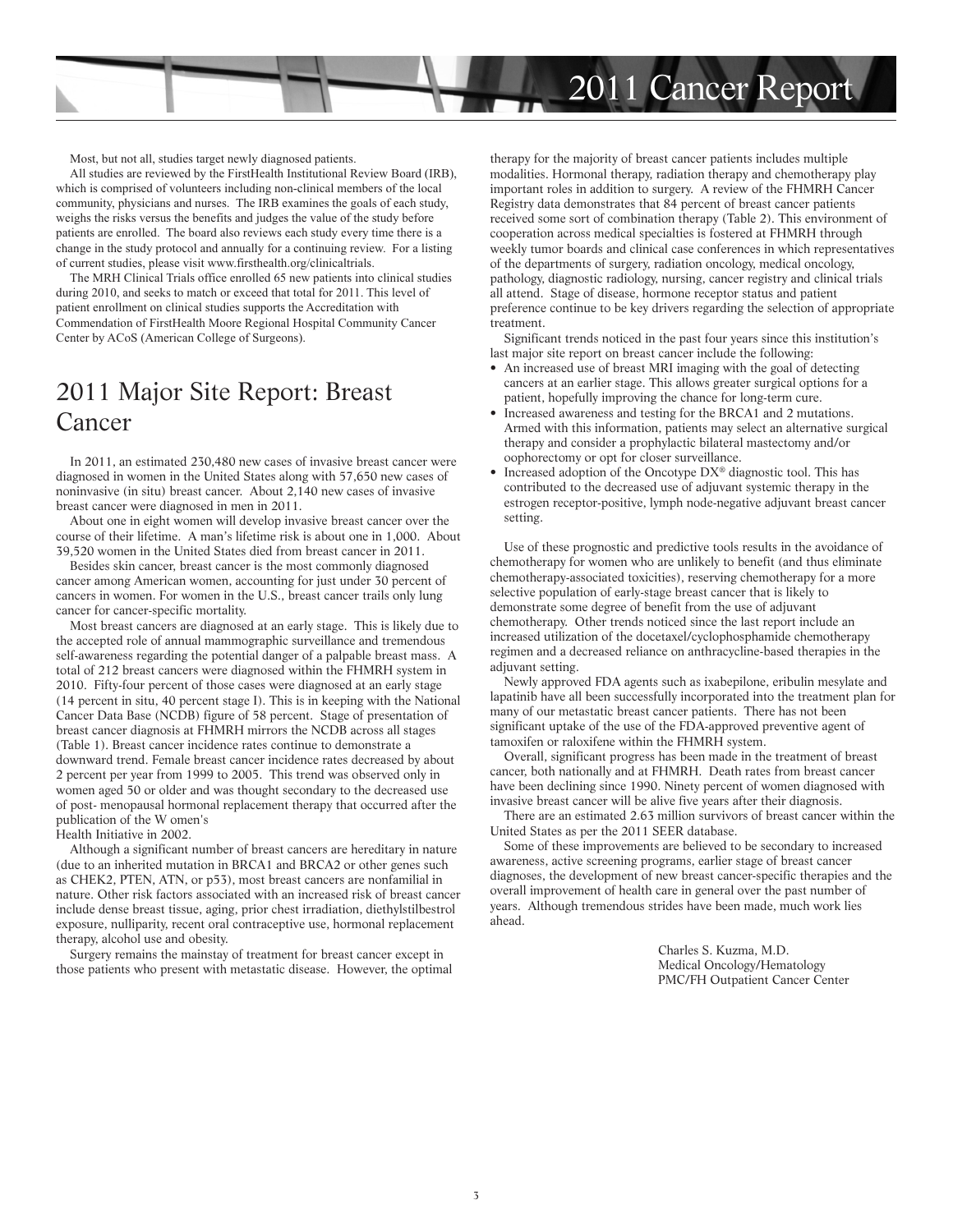Most, but not all, studies target newly diagnosed patients.

All studies are reviewed by the FirstHealth Institutional Review Board (IRB), which is comprised of volunteers including non-clinical members of the local community, physicians and nurses. The IRB examines the goals of each study, weighs the risks versus the benefits and judges the value of the study before patients are enrolled. The board also reviews each study every time there is a change in the study protocol and annually for a continuing review. For a listing of current studies, please visit www.firsthealth.org/clinicaltrials.

The MRH Clinical Trials office enrolled 65 new patients into clinical studies during 2010, and seeks to match or exceed that total for 2011. This level of patient enrollment on clinical studies supports the Accreditation with Commendation of FirstHealth Moore Regional Hospital Community Cancer Center by ACoS (American College of Surgeons).

## 2011 Major Site Report: Breast Cancer

In 2011, an estimated 230,480 new cases of invasive breast cancer were diagnosed in women in the United States along with 57,650 new cases of noninvasive (in situ) breast cancer. About 2,140 new cases of invasive breast cancer were diagnosed in men in 2011.

About one in eight women will develop invasive breast cancer over the course of their lifetime. A man's lifetime risk is about one in 1,000. About 39,520 women in the United States died from breast cancer in 2011.

Besides skin cancer, breast cancer is the most commonly diagnosed cancer among American women, accounting for just under 30 percent of cancers in women. For women in the U.S., breast cancer trails only lung cancer for cancer-specific mortality.

Most breast cancers are diagnosed at an early stage. This is likely due to the accepted role of annual mammographic surveillance and tremendous self-awareness regarding the potential danger of a palpable breast mass. A total of 212 breast cancers were diagnosed within the FHMRH system in 2010. Fifty-four percent of those cases were diagnosed at an early stage (14 percent in situ, 40 percent stage I). This is in keeping with the National Cancer Data Base (NCDB) figure of 58 percent. Stage of presentation of breast cancer diagnosis at FHMRH mirrors the NCDB across all stages (Table 1). Breast cancer incidence rates continue to demonstrate a downward trend. Female breast cancer incidence rates decreased by about 2 percent per year from 1999 to 2005. This trend was observed only in women aged 50 or older and was thought secondary to the decreased use of post- menopausal hormonal replacement therapy that occurred after the publication of the W omen's Health Initiative in 2002.

Although a significant number of breast cancers are hereditary in nature (due to an inherited mutation in BRCA1 and BRCA2 or other genes such as CHEK2, PTEN, ATN, or p53), most breast cancers are nonfamilial in nature. Other risk factors associated with an increased risk of breast cancer include dense breast tissue, aging, prior chest irradiation, diethylstilbestrol exposure, nulliparity, recent oral contraceptive use, hormonal replacement therapy, alcohol use and obesity.

Surgery remains the mainstay of treatment for breast cancer except in those patients who present with metastatic disease. However, the optimal therapy for the majority of breast cancer patients includes multiple modalities. Hormonal therapy, radiation therapy and chemotherapy play important roles in addition to surgery. A review of the FHMRH Cancer Registry data demonstrates that 84 percent of breast cancer patients received some sort of combination therapy (Table 2). This environment of cooperation across medical specialties is fostered at FHMRH through weekly tumor boards and clinical case conferences in which representatives of the departments of surgery, radiation oncology, medical oncology, pathology, diagnostic radiology, nursing, cancer registry and clinical trials all attend. Stage of disease, hormone receptor status and patient preference continue to be key drivers regarding the selection of appropriate treatment.

Significant trends noticed in the past four years since this institution's last major site report on breast cancer include the following:

- An increased use of breast MRI imaging with the goal of detecting cancers at an earlier stage. This allows greater surgical options for a patient, hopefully improving the chance for long-term cure.
- Increased awareness and testing for the BRCA1 and 2 mutations. Armed with this information, patients may select an alternative surgical therapy and consider a prophylactic bilateral mastectomy and/or oophorectomy or opt for closer surveillance.
- Increased adoption of the Oncotype DX® diagnostic tool. This has contributed to the decreased use of adjuvant systemic therapy in the estrogen receptor-positive, lymph node-negative adjuvant breast cancer setting.

Use of these prognostic and predictive tools results in the avoidance of chemotherapy for women who are unlikely to benefit (and thus eliminate chemotherapy-associated toxicities), reserving chemotherapy for a more selective population of early-stage breast cancer that is likely to demonstrate some degree of benefit from the use of adjuvant chemotherapy. Other trends noticed since the last report include an increased utilization of the docetaxel/cyclophosphamide chemotherapy regimen and a decreased reliance on anthracycline-based therapies in the adjuvant setting.

Newly approved FDA agents such as ixabepilone, eribulin mesylate and lapatinib have all been successfully incorporated into the treatment plan for many of our metastatic breast cancer patients. There has not been significant uptake of the use of the FDA-approved preventive agent of tamoxifen or raloxifene within the FHMRH system.

Overall, significant progress has been made in the treatment of breast cancer, both nationally and at FHMRH. Death rates from breast cancer have been declining since 1990. Ninety percent of women diagnosed with invasive breast cancer will be alive five years after their diagnosis.

There are an estimated 2.63 million survivors of breast cancer within the United States as per the 2011 SEER database.

Some of these improvements are believed to be secondary to increased awareness, active screening programs, earlier stage of breast cancer diagnoses, the development of new breast cancer-specific therapies and the overall improvement of health care in general over the past number of years. Although tremendous strides have been made, much work lies ahead.

Charles S. Kuzma, M.D.
Medical Oncology/Hematology
PMC/FH Outpatient Cancer Center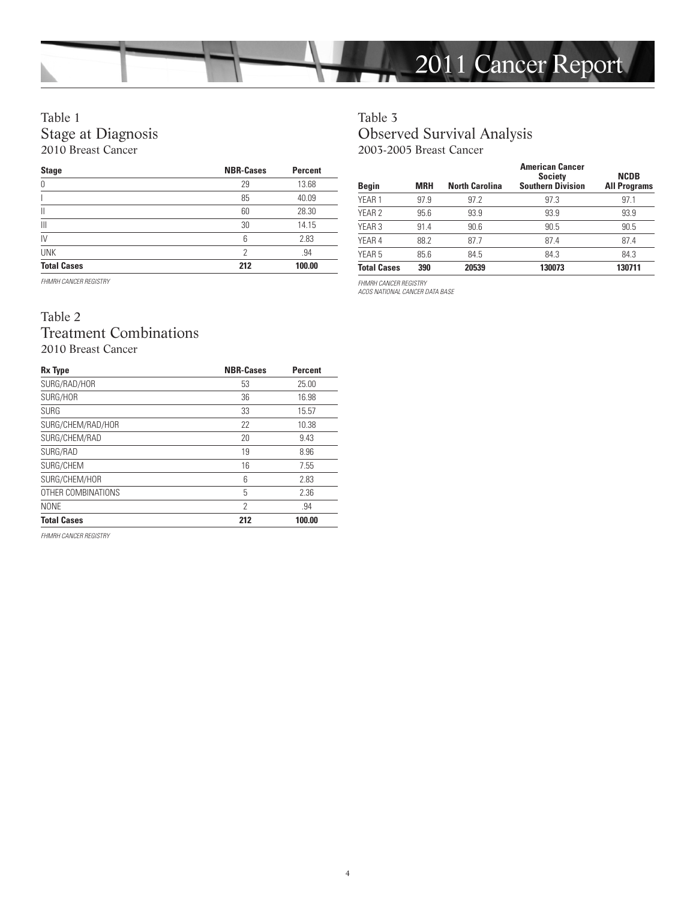## Table 1
## Stage at Diagnosis
### 2010 Breast Cancer

| Stage | NBR-Cases | Percent |
|---|---|---|
| 0 | 29 | 13.68 |
| I | 85 | 40.09 |
| II | 60 | 28.30 |
| III | 30 | 14.15 |
| IV | 6 | 2.83 |
| UNK | 2 | .94 |
| **Total Cases** | **212** | **100.00** |

*FHMRH CANCER REGISTRY*

## Table 2
## Treatment Combinations
### 2010 Breast Cancer

| Rx Type | NBR-Cases | Percent |
|---|---|---|
| SURG/RAD/HOR | 53 | 25.00 |
| SURG/HOR | 36 | 16.98 |
| SURG | 33 | 15.57 |
| SURG/CHEM/RAD/HOR | 22 | 10.38 |
| SURG/CHEM/RAD | 20 | 9.43 |
| SURG/RAD | 19 | 8.96 |
| SURG/CHEM | 16 | 7.55 |
| SURG/CHEM/HOR | 6 | 2.83 |
| OTHER COMBINATIONS | 5 | 2.36 |
| NONE | 2 | .94 |
| **Total Cases** | **212** | **100.00** |

*FHMRH CANCER REGISTRY*

## Table 3
## Observed Survival Analysis
### 2003-2005 Breast Cancer

| Begin | MRH | North Carolina | American Cancer Society Southern Division | NCDB All Programs |
|---|---|---|---|---|
| YEAR 1 | 97.9 | 97.2 | 97.3 | 97.1 |
| YEAR 2 | 95.6 | 93.9 | 93.9 | 93.9 |
| YEAR 3 | 91.4 | 90.6 | 90.5 | 90.5 |
| YEAR 4 | 88.2 | 87.7 | 87.4 | 87.4 |
| YEAR 5 | 85.6 | 84.5 | 84.3 | 84.3 |
| **Total Cases** | **390** | **20539** | **130073** | **130711** |

*FHMRH CANCER REGISTRY*
*ACOS NATIONAL CANCER DATA BASE*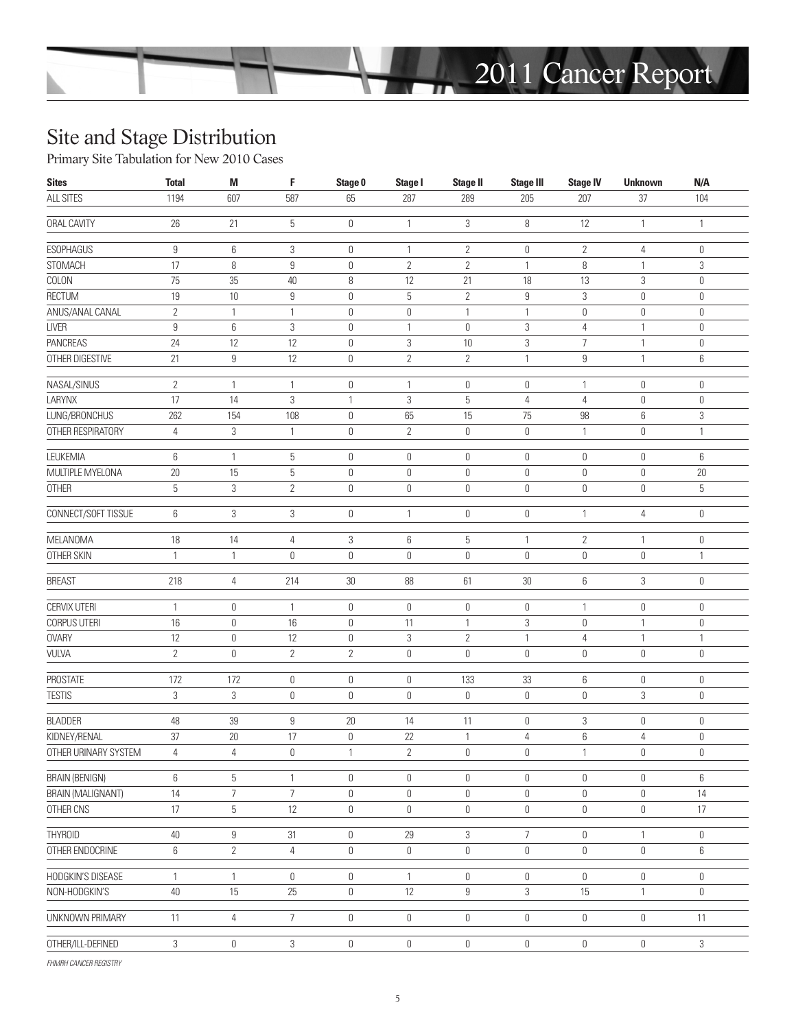## Site and Stage Distribution

Primary Site Tabulation for New 2010 Cases

| Sites | Total | M | F | Stage 0 | Stage I | Stage II | Stage III | Stage IV | Unknown | N/A |
|---|---|---|---|---|---|---|---|---|---|---|
| ALL SITES | 1194 | 607 | 587 | 65 | 287 | 289 | 205 | 207 | 37 | 104 |
| ORAL CAVITY | 26 | 21 | 5 | 0 | 1 | 3 | 8 | 12 | 1 | 1 |
| ESOPHAGUS | 9 | 6 | 3 | 0 | 1 | 2 | 0 | 2 | 4 | 0 |
| STOMACH | 17 | 8 | 9 | 0 | 2 | 2 | 1 | 8 | 1 | 3 |
| COLON | 75 | 35 | 40 | 8 | 12 | 21 | 18 | 13 | 3 | 0 |
| RECTUM | 19 | 10 | 9 | 0 | 5 | 2 | 9 | 3 | 0 | 0 |
| ANUS/ANAL CANAL | 2 | 1 | 1 | 0 | 0 | 1 | 1 | 0 | 0 | 0 |
| LIVER | 9 | 6 | 3 | 0 | 1 | 0 | 3 | 4 | 1 | 0 |
| PANCREAS | 24 | 12 | 12 | 0 | 3 | 10 | 3 | 7 | 1 | 0 |
| OTHER DIGESTIVE | 21 | 9 | 12 | 0 | 2 | 2 | 1 | 9 | 1 | 6 |
| NASAL/SINUS | 2 | 1 | 1 | 0 | 1 | 0 | 0 | 1 | 0 | 0 |
| LARYNX | 17 | 14 | 3 | 1 | 3 | 5 | 4 | 4 | 0 | 0 |
| LUNG/BRONCHUS | 262 | 154 | 108 | 0 | 65 | 15 | 75 | 98 | 6 | 3 |
| OTHER RESPIRATORY | 4 | 3 | 1 | 0 | 2 | 0 | 0 | 1 | 0 | 1 |
| LEUKEMIA | 6 | 1 | 5 | 0 | 0 | 0 | 0 | 0 | 0 | 6 |
| MULTIPLE MYELONA | 20 | 15 | 5 | 0 | 0 | 0 | 0 | 0 | 0 | 20 |
| OTHER | 5 | 3 | 2 | 0 | 0 | 0 | 0 | 0 | 0 | 5 |
| CONNECT/SOFT TISSUE | 6 | 3 | 3 | 0 | 1 | 0 | 0 | 1 | 4 | 0 |
| MELANOMA | 18 | 14 | 4 | 3 | 6 | 5 | 1 | 2 | 1 | 0 |
| OTHER SKIN | 1 | 1 | 0 | 0 | 0 | 0 | 0 | 0 | 0 | 1 |
| BREAST | 218 | 4 | 214 | 30 | 88 | 61 | 30 | 6 | 3 | 0 |
| CERVIX UTERI | 1 | 0 | 1 | 0 | 0 | 0 | 0 | 1 | 0 | 0 |
| CORPUS UTERI | 16 | 0 | 16 | 0 | 11 | 1 | 3 | 0 | 1 | 0 |
| OVARY | 12 | 0 | 12 | 0 | 3 | 2 | 1 | 4 | 1 | 1 |
| VULVA | 2 | 0 | 2 | 2 | 0 | 0 | 0 | 0 | 0 | 0 |
| PROSTATE | 172 | 172 | 0 | 0 | 0 | 133 | 33 | 6 | 0 | 0 |
| TESTIS | 3 | 3 | 0 | 0 | 0 | 0 | 0 | 0 | 3 | 0 |
| BLADDER | 48 | 39 | 9 | 20 | 14 | 11 | 0 | 3 | 0 | 0 |
| KIDNEY/RENAL | 37 | 20 | 17 | 0 | 22 | 1 | 4 | 6 | 4 | 0 |
| OTHER URINARY SYSTEM | 4 | 4 | 0 | 1 | 2 | 0 | 0 | 1 | 0 | 0 |
| BRAIN (BENIGN) | 6 | 5 | 1 | 0 | 0 | 0 | 0 | 0 | 0 | 6 |
| BRAIN (MALIGNANT) | 14 | 7 | 7 | 0 | 0 | 0 | 0 | 0 | 0 | 14 |
| OTHER CNS | 17 | 5 | 12 | 0 | 0 | 0 | 0 | 0 | 0 | 17 |
| THYROID | 40 | 9 | 31 | 0 | 29 | 3 | 7 | 0 | 1 | 0 |
| OTHER ENDOCRINE | 6 | 2 | 4 | 0 | 0 | 0 | 0 | 0 | 0 | 6 |
| HODGKIN'S DISEASE | 1 | 1 | 0 | 0 | 1 | 0 | 0 | 0 | 0 | 0 |
| NON-HODGKIN'S | 40 | 15 | 25 | 0 | 12 | 9 | 3 | 15 | 1 | 0 |
| UNKNOWN PRIMARY | 11 | 4 | 7 | 0 | 0 | 0 | 0 | 0 | 0 | 11 |
| OTHER/ILL-DEFINED | 3 | 0 | 3 | 0 | 0 | 0 | 0 | 0 | 0 | 3 |

*FHMRH CANCER REGISTRY*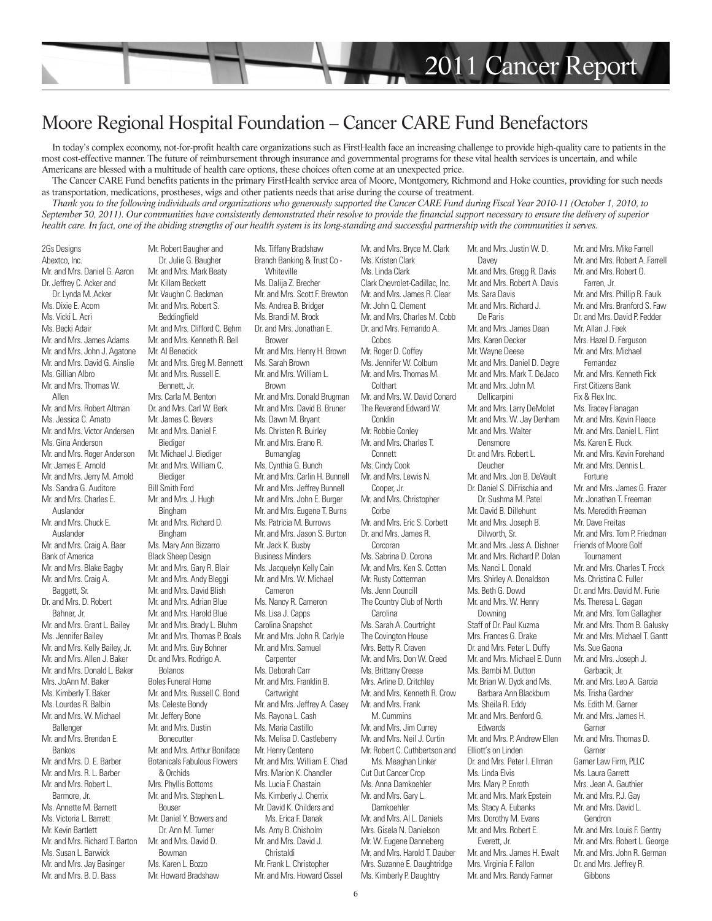# Moore Regional Hospital Foundation – Cancer CARE Fund Benefactors

In today's complex economy, not-for-profit health care organizations such as FirstHealth face an increasing challenge to provide high-quality care to patients in the most cost-effective manner. The future of reimbursement through insurance and governmental programs for these vital health services is uncertain, and while Americans are blessed with a multitude of health care options, these choices often come at an unexpected price.

The Cancer CARE Fund benefits patients in the primary FirstHealth service area of Moore, Montgomery, Richmond and Hoke counties, providing for such needs as transportation, medications, prostheses, wigs and other patients needs that arise during the course of treatment.

*Thank you to the following individuals and organizations who generously supported the Cancer CARE Fund during Fiscal Year 2010-11 (October 1, 2010, to September 30, 2011). Our communities have consistently demonstrated their resolve to provide the financial support necessary to ensure the delivery of superior health care. In fact, one of the abiding strengths of our health system is its long-standing and successful partnership with the communities it serves.*

2Gs Designs
Abextco, Inc.
Mr. and Mrs. Daniel G. Aaron
Dr. Jeffrey C. Acker and Dr. Lynda M. Acker
Ms. Dixie E. Acorn
Ms. Vicki L. Acri
Ms. Becki Adair
Mr. and Mrs. James Adams
Mr. and Mrs. John J. Agatone
Mr. and Mrs. David G. Ainslie
Ms. Gillian Albro
Mr. and Mrs. Thomas W. Allen
Mr. and Mrs. Robert Altman
Ms. Jessica C. Amato
Mr. and Mrs. Victor Andersen
Ms. Gina Anderson
Mr. and Mrs. Roger Anderson
Mr. James E. Arnold
Mr. and Mrs. Jerry M. Arnold
Ms. Sandra G. Auditore
Mr. and Mrs. Charles E. Auslander
Mr. and Mrs. Chuck E. Auslander
Mr. and Mrs. Craig A. Baer
Bank of America
Mr. and Mrs. Blake Bagby
Mr. and Mrs. Craig A. Baggett, Sr.
Dr. and Mrs. D. Robert Bahner, Jr.
Mr. and Mrs. Grant L. Bailey
Ms. Jennifer Bailey
Mr. and Mrs. Kelly Bailey, Jr.
Mr. and Mrs. Allen J. Baker
Mr. and Mrs. Donald L. Baker
Mrs. JoAnn M. Baker
Ms. Kimberly T. Baker
Ms. Lourdes R. Balbin
Mr. and Mrs. W. Michael Ballenger
Mr. and Mrs. Brendan E. Bankos
Mr. and Mrs. D. E. Barber
Mr. and Mrs. R. L. Barber
Mr. and Mrs. Robert L. Barmore, Jr.
Ms. Annette M. Barnett
Ms. Victoria L. Barrett
Mr. Kevin Bartlett
Mr. and Mrs. Richard T. Barton
Ms. Susan L. Barwick
Mr. and Mrs. Jay Basinger
Mr. and Mrs. B. D. Bass
Mr. Robert Baugher and Dr. Julie G. Baugher
Mr. and Mrs. Mark Beaty
Mr. Killam Beckett
Mr. Vaughn C. Beckman
Mr. and Mrs. Robert S. Beddingfield
Mr. and Mrs. Clifford C. Behm
Mr. and Mrs. Kenneth R. Bell
Mr. Al Benecick
Mr. and Mrs. Greg M. Bennett
Mr. and Mrs. Russell E. Bennett, Jr.
Mrs. Carla M. Benton
Dr. and Mrs. Carl W. Berk
Mr. James C. Bevers
Mr. and Mrs. Daniel F. Biediger
Mr. Michael J. Biediger
Mr. and Mrs. William C. Biediger
Bill Smith Ford
Mr. and Mrs. J. Hugh Bingham
Mr. and Mrs. Richard D. Bingham
Ms. Mary Ann Bizzarro
Black Sheep Design
Mr. and Mrs. Gary R. Blair
Mr. and Mrs. Andy Bleggi
Mr. and Mrs. David Blish
Mr. and Mrs. Adrian Blue
Mr. and Mrs. Harold Blue
Mr. and Mrs. Brady L. Bluhm
Mr. and Mrs. Thomas P. Boals
Mr. and Mrs. Guy Bohner
Dr. and Mrs. Rodrigo A. Bolanos
Boles Funeral Home
Mr. and Mrs. Russell C. Bond
Ms. Celeste Bondy
Mr. Jeffery Bone
Mr. and Mrs. Dustin Bonecutter
Mr. and Mrs. Arthur Boniface
Botanicals Fabulous Flowers & Orchids
Mrs. Phyllis Bottoms
Mr. and Mrs. Stephen L. Bouser
Mr. Daniel Y. Bowers and Dr. Ann M. Turner
Mr. and Mrs. David D. Bowman
Ms. Karen L. Bozzo
Mr. Howard Bradshaw
Ms. Tiffany Bradshaw
Branch Banking & Trust Co - Whiteville
Ms. Dalija Z. Brecher
Mr. and Mrs. Scott F. Brewton
Ms. Andrea B. Bridger
Ms. Brandi M. Brock
Dr. and Mrs. Jonathan E. Brower
Mr. and Mrs. Henry H. Brown
Ms. Sarah Brown
Mr. and Mrs. William L. Brown
Mr. and Mrs. Donald Brugman
Mr. and Mrs. David B. Bruner
Ms. Dawn M. Bryant
Ms. Christen R. Buirley
Mr. and Mrs. Erano R. Bumanglag
Ms. Cynthia G. Bunch
Mr. and Mrs. Carlin H. Bunnell
Mr. and Mrs. Jeffrey Bunnell
Mr. and Mrs. John E. Burger
Mr. and Mrs. Eugene T. Burns
Ms. Patricia M. Burrows
Mr. and Mrs. Jason S. Burton
Mr. Jack K. Busby
Business Minders
Ms. Jacquelyn Kelly Cain
Mr. and Mrs. W. Michael Cameron
Ms. Nancy R. Cameron
Ms. Lisa J. Capps
Carolina Snapshot
Mr. and Mrs. John R. Carlyle
Mr. and Mrs. Samuel Carpenter
Ms. Deborah Carr
Mr. and Mrs. Franklin B. Cartwright
Mr. and Mrs. Jeffrey A. Casey
Ms. Rayona L. Cash
Ms. Maria Castillo
Ms. Melisa D. Castleberry
Mr. Henry Centeno
Mr. and Mrs. William E. Chad
Mrs. Marion K. Chandler
Ms. Lucia F. Chastain
Ms. Kimberly J. Cherrix
Mr. David K. Childers and Ms. Erica F. Danak
Ms. Amy B. Chisholm
Mr. and Mrs. David J. Christaldi
Mr. Frank L. Christopher
Mr. and Mrs. Howard Cissel
Mr. and Mrs. Bryce M. Clark
Ms. Kristen Clark
Ms. Linda Clark
Clark Chevrolet-Cadillac, Inc.
Mr. and Mrs. James R. Clear
Mr. John Q. Clement
Mr. and Mrs. Charles M. Cobb
Dr. and Mrs. Fernando A. Cobos
Mr. Roger D. Coffey
Ms. Jennifer W. Colburn
Mr. and Mrs. Thomas M. Colthart
Mr. and Mrs. W. David Conard
The Reverend Edward W. Conklin
Mr. Robbie Conley
Mr. and Mrs. Charles T. Connett
Ms. Cindy Cook
Mr. and Mrs. Lewis N. Cooper, Jr.
Mr. and Mrs. Christopher Corbe
Mr. and Mrs. Eric S. Corbett
Dr. and Mrs. James R. Corcoran
Ms. Sabrina D. Corona
Mr. and Mrs. Ken S. Cotten
Mr. Rusty Cotterman
Ms. Jenn Councill
The Country Club of North Carolina
Ms. Sarah A. Courtright
The Covington House
Mrs. Betty R. Craven
Mr. and Mrs. Don W. Creed
Ms. Brittany Creese
Mrs. Arline D. Critchley
Mr. and Mrs. Kenneth R. Crow
Mr. and Mrs. Frank M. Cummins
Mr. and Mrs. Jim Currey
Mr. and Mrs. Neil J. Curtin
Mr. Robert C. Cuthbertson and Ms. Meaghan Linker
Cut Out Cancer Crop
Ms. Anna Damkoehler
Mr. and Mrs. Gary L. Damkoehler
Mr. and Mrs. Al L. Daniels
Mrs. Gisela N. Danielson
Mr. W. Eugene Danneberg
Mr. and Mrs. Harold T. Dauber
Mrs. Suzanne E. Daughtridge
Ms. Kimberly P. Daughtry
Mr. and Mrs. Justin W. D. Davey
Mr. and Mrs. Gregg R. Davis
Mr. and Mrs. Robert A. Davis
Ms. Sara Davis
Mr. and Mrs. Richard J. De Paris
Mr. and Mrs. James Dean
Mrs. Karen Decker
Mr. Wayne Deese
Mr. and Mrs. Daniel D. Degre
Mr. and Mrs. Mark T. DeJaco
Mr. and Mrs. John M. Dellicarpini
Mr. and Mrs. Larry DeMolet
Mr. and Mrs. W. Jay Denham
Mr. and Mrs. Walter Densmore
Dr. and Mrs. Robert L. Deucher
Mr. and Mrs. Jon B. DeVault
Dr. Daniel S. DiFrischia and Dr. Sushma M. Patel
Mr. David B. Dillehunt
Mr. and Mrs. Joseph B. Dilworth, Sr.
Mr. and Mrs. Jess A. Dishner
Mr. and Mrs. Richard P. Dolan
Ms. Nanci L. Donald
Mrs. Shirley A. Donaldson
Ms. Beth G. Dowd
Mr. and Mrs. W. Henry Downing
Staff of Dr. Paul Kuzma
Mrs. Frances G. Drake
Dr. and Mrs. Peter L. Duffy
Mr. and Mrs. Michael E. Dunn
Ms. Bambi M. Dutton
Mr. Brian W. Dyck and Ms. Barbara Ann Blackburn
Ms. Sheila R. Eddy
Mr. and Mrs. Benford G. Edwards
Mr. and Mrs. P. Andrew Ellen
Elliott's on Linden
Dr. and Mrs. Peter I. Ellman
Ms. Linda Elvis
Mrs. Mary P. Enroth
Mr. and Mrs. Mark Epstein
Ms. Stacy A. Eubanks
Mrs. Dorothy M. Evans
Mr. and Mrs. Robert E. Everett, Jr.
Mr. and Mrs. James H. Ewalt
Mrs. Virginia F. Fallon
Mr. and Mrs. Randy Farmer
Mr. and Mrs. Mike Farrell
Mr. and Mrs. Robert A. Farrell
Mr. and Mrs. Robert O. Farren, Jr.
Mr. and Mrs. Phillip R. Faulk
Mr. and Mrs. Branford S. Faw
Dr. and Mrs. David P. Fedder
Mr. Allan J. Feek
Mrs. Hazel D. Ferguson
Mr. and Mrs. Michael Fernandez
Mr. and Mrs. Kenneth Fick
First Citizens Bank
Fix & Flex Inc.
Ms. Tracey Flanagan
Mr. and Mrs. Kevin Fleece
Mr. and Mrs. Daniel L. Flint
Ms. Karen E. Fluck
Mr. and Mrs. Kevin Forehand
Mr. and Mrs. Dennis L. Fortune
Mr. and Mrs. James G. Frazer
Mr. Jonathan T. Freeman
Ms. Meredith Freeman
Mr. Dave Freitas
Mr. and Mrs. Tom P. Friedman
Friends of Moore Golf Tournament
Mr. and Mrs. Charles T. Frock
Ms. Christina C. Fuller
Dr. and Mrs. David M. Furie
Ms. Theresa L. Gagan
Mr. and Mrs. Tom Gallagher
Mr. and Mrs. Thom B. Galusky
Mr. and Mrs. Michael T. Gantt
Ms. Sue Gaona
Mr. and Mrs. Joseph J. Garbacik, Jr.
Mr. and Mrs. Leo A. Garcia
Ms. Trisha Gardner
Ms. Edith M. Garner
Mr. and Mrs. James H. Garner
Mr. and Mrs. Thomas D. Garner
Garner Law Firm, PLLC
Ms. Laura Garrett
Mrs. Jean A. Gauthier
Mr. and Mrs. P.J. Gay
Mr. and Mrs. David L. Gendron
Mr. and Mrs. Louis F. Gentry
Mr. and Mrs. Robert L. George
Mr. and Mrs. John R. German
Dr. and Mrs. Jeffrey R. Gibbons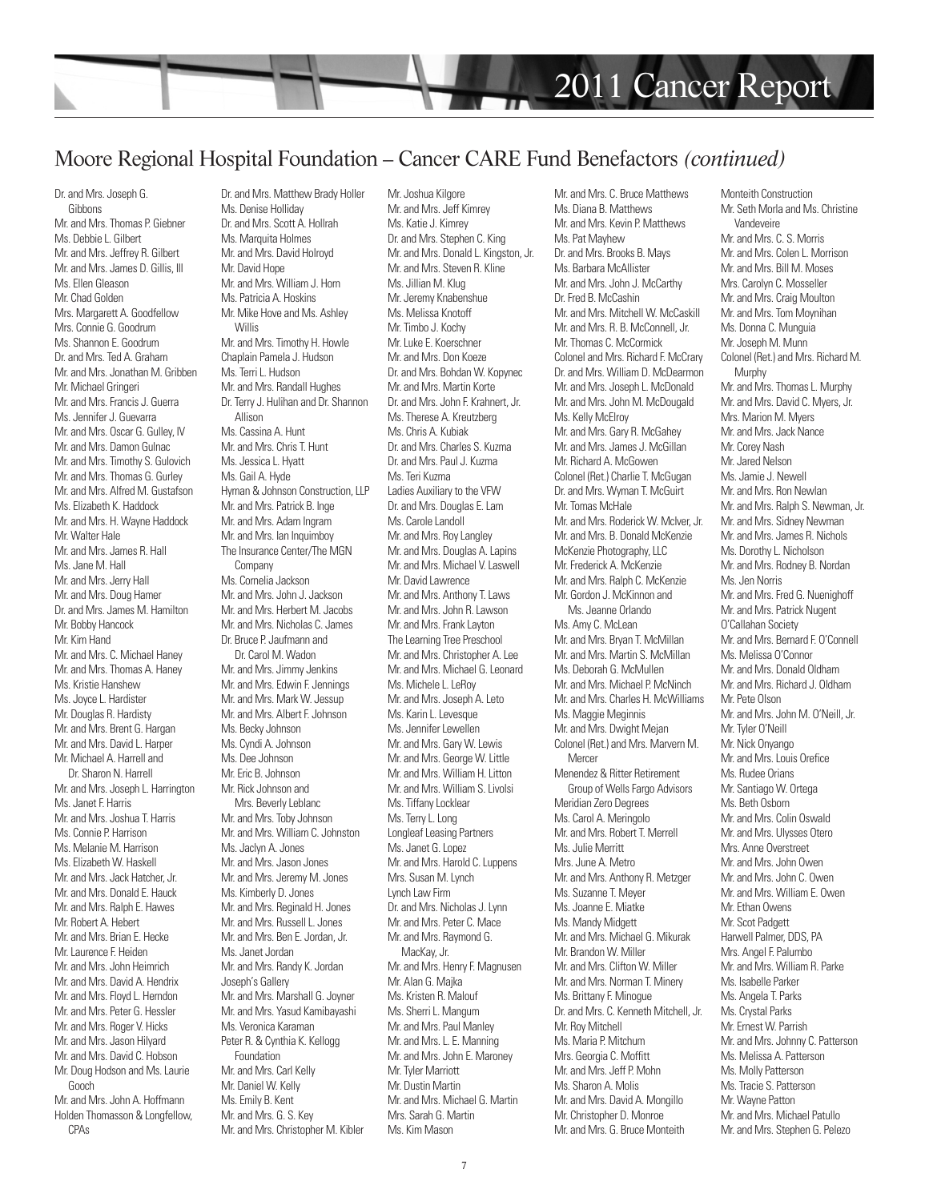## Moore Regional Hospital Foundation – Cancer CARE Fund Benefactors *(continued)*

Dr. and Mrs. Joseph G. Gibbons
Mr. and Mrs. Thomas P. Giebner
Ms. Debbie L. Gilbert
Mr. and Mrs. Jeffrey R. Gilbert
Mr. and Mrs. James D. Gillis, III
Ms. Ellen Gleason
Mr. Chad Golden
Mrs. Margarett A. Goodfellow
Mrs. Connie G. Goodrum
Ms. Shannon E. Goodrum
Dr. and Mrs. Ted A. Graham
Mr. and Mrs. Jonathan M. Gribben
Mr. Michael Gringeri
Mr. and Mrs. Francis J. Guerra
Ms. Jennifer J. Guevarra
Mr. and Mrs. Oscar G. Gulley, IV
Mr. and Mrs. Damon Gulnac
Mr. and Mrs. Timothy S. Gulovich
Mr. and Mrs. Thomas G. Gurley
Mr. and Mrs. Alfred M. Gustafson
Ms. Elizabeth K. Haddock
Mr. and Mrs. H. Wayne Haddock
Mr. Walter Hale
Mr. and Mrs. James R. Hall
Ms. Jane M. Hall
Mr. and Mrs. Jerry Hall
Mr. and Mrs. Doug Hamer
Dr. and Mrs. James M. Hamilton
Mr. Bobby Hancock
Mr. Kim Hand
Mr. and Mrs. C. Michael Haney
Mr. and Mrs. Thomas A. Haney
Ms. Kristie Hanshew
Ms. Joyce L. Hardister
Mr. Douglas R. Hardisty
Mr. and Mrs. Brent G. Hargan
Mr. and Mrs. David L. Harper
Mr. Michael A. Harrell and Dr. Sharon N. Harrell
Mr. and Mrs. Joseph L. Harrington
Ms. Janet F. Harris
Mr. and Mrs. Joshua T. Harris
Ms. Connie P. Harrison
Ms. Melanie M. Harrison
Ms. Elizabeth W. Haskell
Mr. and Mrs. Jack Hatcher, Jr.
Mr. and Mrs. Donald E. Hauck
Mr. and Mrs. Ralph E. Hawes
Mr. Robert A. Hebert
Mr. and Mrs. Brian E. Hecke
Mr. Laurence F. Heiden
Mr. and Mrs. John Heimrich
Mr. and Mrs. David A. Hendrix
Mr. and Mrs. Floyd L. Herndon
Mr. and Mrs. Peter G. Hessler
Mr. and Mrs. Roger V. Hicks
Mr. and Mrs. Jason Hilyard
Mr. and Mrs. David C. Hobson
Mr. Doug Hodson and Ms. Laurie Gooch
Mr. and Mrs. John A. Hoffmann
Holden Thomasson & Longfellow, CPAs
Dr. and Mrs. Matthew Brady Holler
Ms. Denise Holliday
Dr. and Mrs. Scott A. Hollrah
Ms. Marquita Holmes
Mr. and Mrs. David Holroyd
Mr. David Hope
Mr. and Mrs. William J. Horn
Ms. Patricia A. Hoskins
Mr. Mike Hove and Ms. Ashley Willis
Mr. and Mrs. Timothy H. Howle
Chaplain Pamela J. Hudson
Ms. Terri L. Hudson
Mr. and Mrs. Randall Hughes
Dr. Terry J. Hulihan and Dr. Shannon Allison
Ms. Cassina A. Hunt
Mr. and Mrs. Chris T. Hunt
Ms. Jessica L. Hyatt
Ms. Gail A. Hyde
Hyman & Johnson Construction, LLP
Mr. and Mrs. Patrick B. Inge
Mr. and Mrs. Adam Ingram
Mr. and Mrs. Ian Inquimboy
The Insurance Center/The MGN Company
Ms. Cornelia Jackson
Mr. and Mrs. John J. Jackson
Mr. and Mrs. Herbert M. Jacobs
Mr. and Mrs. Nicholas C. James
Dr. Bruce P. Jaufmann and Dr. Carol M. Wadon
Mr. and Mrs. Jimmy Jenkins
Mr. and Mrs. Edwin F. Jennings
Mr. and Mrs. Mark W. Jessup
Mr. and Mrs. Albert F. Johnson
Ms. Becky Johnson
Ms. Cyndi A. Johnson
Ms. Dee Johnson
Mr. Eric B. Johnson
Mr. Rick Johnson and Mrs. Beverly Leblanc
Mr. and Mrs. Toby Johnson
Mr. and Mrs. William C. Johnston
Ms. Jaclyn A. Jones
Mr. and Mrs. Jason Jones
Mr. and Mrs. Jeremy M. Jones
Ms. Kimberly D. Jones
Mr. and Mrs. Reginald H. Jones
Mr. and Mrs. Russell L. Jones
Mr. and Mrs. Ben E. Jordan, Jr.
Ms. Janet Jordan
Mr. and Mrs. Randy K. Jordan
Joseph's Gallery
Mr. and Mrs. Marshall G. Joyner
Mr. and Mrs. Yasud Kamibayashi
Ms. Veronica Karaman
Peter R. & Cynthia K. Kellogg Foundation
Mr. and Mrs. Carl Kelly
Mr. Daniel W. Kelly
Ms. Emily B. Kent
Mr. and Mrs. G. S. Key
Mr. and Mrs. Christopher M. Kibler
Mr. Joshua Kilgore
Mr. and Mrs. Jeff Kimrey
Ms. Katie J. Kimrey
Dr. and Mrs. Stephen C. King
Mr. and Mrs. Donald L. Kingston, Jr.
Mr. and Mrs. Steven R. Kline
Ms. Jillian M. Klug
Mr. Jeremy Knabenshue
Ms. Melissa Knotoff
Mr. Timbo J. Kochy
Mr. Luke E. Koerschner
Mr. and Mrs. Don Koeze
Dr. and Mrs. Bohdan W. Kopynec
Mr. and Mrs. Martin Korte
Dr. and Mrs. John F. Krahnert, Jr.
Ms. Therese A. Kreutzberg
Ms. Chris A. Kubiak
Dr. and Mrs. Charles S. Kuzma
Dr. and Mrs. Paul J. Kuzma
Ms. Teri Kuzma
Ladies Auxiliary to the VFW
Dr. and Mrs. Douglas E. Lam
Ms. Carole Landoll
Mr. and Mrs. Roy Langley
Mr. and Mrs. Douglas A. Lapins
Mr. and Mrs. Michael V. Laswell
Mr. David Lawrence
Mr. and Mrs. Anthony T. Laws
Mr. and Mrs. John R. Lawson
Mr. and Mrs. Frank Layton
The Learning Tree Preschool
Mr. and Mrs. Christopher A. Lee
Mr. and Mrs. Michael G. Leonard
Ms. Michele L. LeRoy
Mr. and Mrs. Joseph A. Leto
Ms. Karin L. Levesque
Ms. Jennifer Lewellen
Mr. and Mrs. Gary W. Lewis
Mr. and Mrs. George W. Little
Mr. and Mrs. William H. Litton
Mr. and Mrs. William S. Livolsi
Ms. Tiffany Locklear
Ms. Terry L. Long
Longleaf Leasing Partners
Ms. Janet G. Lopez
Mr. and Mrs. Harold C. Luppens
Mrs. Susan M. Lynch
Lynch Law Firm
Dr. and Mrs. Nicholas J. Lynn
Mr. and Mrs. Peter C. Mace
Mr. and Mrs. Raymond G. MacKay, Jr.
Mr. and Mrs. Henry F. Magnusen
Mr. Alan G. Majka
Ms. Kristen R. Malouf
Ms. Sherri L. Mangum
Mr. and Mrs. Paul Manley
Mr. and Mrs. L. E. Manning
Mr. and Mrs. John E. Maroney
Mr. Tyler Marriott
Mr. Dustin Martin
Mr. and Mrs. Michael G. Martin
Mrs. Sarah G. Martin
Ms. Kim Mason
Mr. and Mrs. C. Bruce Matthews
Ms. Diana B. Matthews
Mr. and Mrs. Kevin P. Matthews
Ms. Pat Mayhew
Dr. and Mrs. Brooks B. Mays
Ms. Barbara McAllister
Mr. and Mrs. John J. McCarthy
Dr. Fred B. McCashin
Mr. and Mrs. Mitchell W. McCaskill
Mr. and Mrs. R. B. McConnell, Jr.
Mr. Thomas C. McCormick
Colonel and Mrs. Richard F. McCrary
Dr. and Mrs. William D. McDearmon
Mr. and Mrs. Joseph L. McDonald
Mr. and Mrs. John M. McDougald
Ms. Kelly McElroy
Mr. and Mrs. Gary R. McGahey
Mr. and Mrs. James J. McGillan
Mr. Richard A. McGowen
Colonel (Ret.) Charlie T. McGugan
Dr. and Mrs. Wyman T. McGuirt
Mr. Tomas McHale
Mr. and Mrs. Roderick W. McIver, Jr.
Mr. and Mrs. B. Donald McKenzie
McKenzie Photography, LLC
Mr. Frederick A. McKenzie
Mr. and Mrs. Ralph C. McKenzie
Mr. Gordon J. McKinnon and Ms. Jeanne Orlando
Ms. Amy C. McLean
Mr. and Mrs. Bryan T. McMillan
Mr. and Mrs. Martin S. McMillan
Ms. Deborah G. McMullen
Mr. and Mrs. Michael P. McNinch
Mr. and Mrs. Charles H. McWilliams
Ms. Maggie Meginnis
Mr. and Mrs. Dwight Mejan
Colonel (Ret.) and Mrs. Marvern M. Mercer
Menendez & Ritter Retirement Group of Wells Fargo Advisors
Meridian Zero Degrees
Ms. Carol A. Meringolo
Mr. and Mrs. Robert T. Merrell
Ms. Julie Merritt
Mrs. June A. Metro
Mr. and Mrs. Anthony R. Metzger
Ms. Suzanne T. Meyer
Ms. Joanne E. Miatke
Ms. Mandy Midgett
Mr. and Mrs. Michael G. Mikurak
Mr. Brandon W. Miller
Mr. and Mrs. Clifton W. Miller
Mr. and Mrs. Norman T. Minery
Ms. Brittany F. Minogue
Dr. and Mrs. C. Kenneth Mitchell, Jr.
Mr. Roy Mitchell
Ms. Maria P. Mitchum
Mrs. Georgia C. Moffitt
Mr. and Mrs. Jeff P. Mohn
Ms. Sharon A. Molis
Mr. and Mrs. David A. Mongillo
Mr. Christopher D. Monroe
Mr. and Mrs. G. Bruce Monteith
Monteith Construction
Mr. Seth Morla and Ms. Christine Vandeveire
Mr. and Mrs. C. S. Morris
Mr. and Mrs. Colen L. Morrison
Mr. and Mrs. Bill M. Moses
Mrs. Carolyn C. Mosseller
Mr. and Mrs. Craig Moulton
Mr. and Mrs. Tom Moynihan
Ms. Donna C. Munguia
Mr. Joseph M. Munn
Colonel (Ret.) and Mrs. Richard M. Murphy
Mr. and Mrs. Thomas L. Murphy
Mr. and Mrs. David C. Myers, Jr.
Mrs. Marion M. Myers
Mr. and Mrs. Jack Nance
Mr. Corey Nash
Mr. Jared Nelson
Ms. Jamie J. Newell
Mr. and Mrs. Ron Newlan
Mr. and Mrs. Ralph S. Newman, Jr.
Mr. and Mrs. Sidney Newman
Mr. and Mrs. James R. Nichols
Ms. Dorothy L. Nicholson
Mr. and Mrs. Rodney B. Nordan
Ms. Jen Norris
Mr. and Mrs. Fred G. Nuenighoff
Mr. and Mrs. Patrick Nugent
O'Callahan Society
Mr. and Mrs. Bernard F. O'Connell
Ms. Melissa O'Connor
Mr. and Mrs. Donald Oldham
Mr. and Mrs. Richard J. Oldham
Mr. Pete Olson
Mr. and Mrs. John M. O'Neill, Jr.
Mr. Tyler O'Neill
Mr. Nick Onyango
Mr. and Mrs. Louis Orefice
Ms. Rudee Orians
Mr. Santiago W. Ortega
Ms. Beth Osborn
Mr. and Mrs. Colin Oswald
Mr. and Mrs. Ulysses Otero
Mrs. Anne Overstreet
Mr. and Mrs. John Owen
Mr. and Mrs. John C. Owen
Mr. and Mrs. William E. Owen
Mr. Ethan Owens
Mr. Scot Padgett
Harwell Palmer, DDS, PA
Mrs. Angel F. Palumbo
Mr. and Mrs. William R. Parke
Ms. Isabelle Parker
Ms. Angela T. Parks
Ms. Crystal Parks
Mr. Ernest W. Parrish
Mr. and Mrs. Johnny C. Patterson
Ms. Melissa A. Patterson
Ms. Molly Patterson
Ms. Tracie S. Patterson
Mr. Wayne Patton
Mr. and Mrs. Michael Patullo
Mr. and Mrs. Stephen G. Pelezo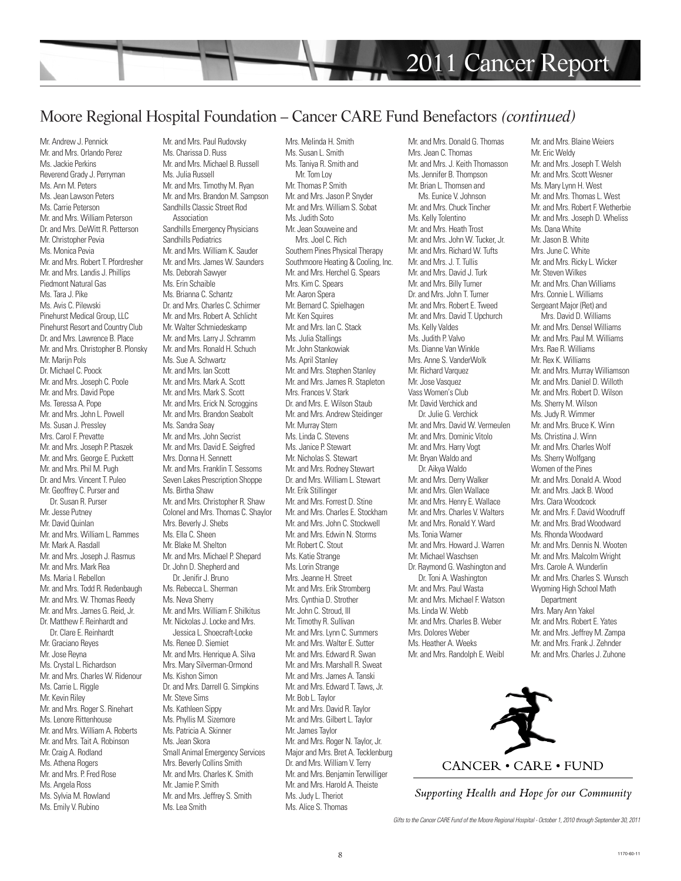# 2011 Cancer Report

## Moore Regional Hospital Foundation – Cancer CARE Fund Benefactors *(continued)*

Mr. Andrew J. Pennick
Mr. and Mrs. Orlando Perez
Ms. Jackie Perkins
Reverend Grady J. Perryman
Ms. Ann M. Peters
Ms. Jean Lawson Peters
Ms. Carrie Peterson
Mr. and Mrs. William Peterson
Dr. and Mrs. DeWitt R. Petterson
Mr. Christopher Pevia
Ms. Monica Pevia
Mr. and Mrs. Robert T. Pfordresher
Mr. and Mrs. Landis J. Phillips
Piedmont Natural Gas
Ms. Tara J. Pike
Ms. Avis C. Pilewski
Pinehurst Medical Group, LLC
Pinehurst Resort and Country Club
Dr. and Mrs. Lawrence B. Place
Mr. and Mrs. Christopher B. Plonsky
Mr. Marijn Pols
Dr. Michael C. Poock
Mr. and Mrs. Joseph C. Poole
Mr. and Mrs. David Pope
Ms. Teressa A. Pope
Mr. and Mrs. John L. Powell
Ms. Susan J. Pressley
Mrs. Carol F. Prevatte
Mr. and Mrs. Joseph P. Ptaszek
Mr. and Mrs. George E. Puckett
Mr. and Mrs. Phil M. Pugh
Dr. and Mrs. Vincent T. Puleo
Mr. Geoffrey C. Purser and Dr. Susan R. Purser
Mr. Jesse Putney
Mr. David Quinlan
Mr. and Mrs. William L. Rammes
Mr. Mark A. Rasdall
Mr. and Mrs. Joseph J. Rasmus
Mr. and Mrs. Mark Rea
Ms. Maria I. Rebellon
Mr. and Mrs. Todd R. Redenbaugh
Mr. and Mrs. W. Thomas Reedy
Mr. and Mrs. James G. Reid, Jr.
Dr. Matthew F. Reinhardt and Dr. Clare E. Reinhardt
Mr. Graciano Reyes
Mr. Jose Reyna
Ms. Crystal L. Richardson
Mr. and Mrs. Charles W. Ridenour
Ms. Carrie L. Riggle
Mr. Kevin Riley
Mr. and Mrs. Roger S. Rinehart
Ms. Lenore Rittenhouse
Mr. and Mrs. William A. Roberts
Mr. and Mrs. Tait A. Robinson
Mr. Craig A. Rodland
Ms. Athena Rogers
Mr. and Mrs. P. Fred Rose
Ms. Angela Ross
Ms. Sylvia M. Rowland
Ms. Emily V. Rubino
Mr. and Mrs. Paul Rudovsky
Ms. Charissa D. Russ
Mr. and Mrs. Michael B. Russell
Ms. Julia Russell
Mr. and Mrs. Timothy M. Ryan
Mr. and Mrs. Brandon M. Sampson
Sandhills Classic Street Rod Association
Sandhills Emergency Physicians
Sandhills Pediatrics
Mr. and Mrs. William K. Sauder
Mr. and Mrs. James W. Saunders
Ms. Deborah Sawyer
Ms. Erin Schaible
Ms. Brianna C. Schantz
Dr. and Mrs. Charles C. Schirmer
Mr. and Mrs. Robert A. Schlicht
Mr. Walter Schmiedeskamp
Mr. and Mrs. Larry J. Schramm
Mr. and Mrs. Ronald H. Schuch
Ms. Sue A. Schwartz
Mr. and Mrs. Ian Scott
Mr. and Mrs. Mark A. Scott
Mr. and Mrs. Mark S. Scott
Mr. and Mrs. Erick N. Scroggins
Mr. and Mrs. Brandon Seabolt
Ms. Sandra Seay
Mr. and Mrs. John Secrist
Mr. and Mrs. David E. Seigfred
Mrs. Donna H. Sennett
Mr. and Mrs. Franklin T. Sessoms
Seven Lakes Prescription Shoppe
Ms. Birtha Shaw
Mr. and Mrs. Christopher R. Shaw
Colonel and Mrs. Thomas C. Shaylor
Mrs. Beverly J. Shebs
Ms. Ella C. Sheen
Mr. Blake M. Shelton
Mr. and Mrs. Michael P. Shepard
Dr. John D. Shepherd and Dr. Jenifir J. Bruno
Ms. Rebecca L. Sherman
Ms. Neva Sherry
Mr. and Mrs. William F. Shilkitus
Mr. Nickolas J. Locke and Mrs. Jessica L. Shoecraft-Locke
Ms. Renee D. Siemiet
Mr. and Mrs. Henrique A. Silva
Mrs. Mary Silverman-Ormond
Ms. Kishon Simon
Dr. and Mrs. Darrell G. Simpkins
Mr. Steve Sims
Ms. Kathleen Sippy
Ms. Phyllis M. Sizemore
Ms. Patricia A. Skinner
Ms. Jean Skora
Small Animal Emergency Services
Mrs. Beverly Collins Smith
Mr. and Mrs. Charles K. Smith
Mr. Jamie P. Smith
Mr. and Mrs. Jeffrey S. Smith
Ms. Lea Smith
Mrs. Melinda H. Smith
Ms. Susan L. Smith
Ms. Taniya R. Smith and Mr. Tom Loy
Mr. Thomas P. Smith
Mr. and Mrs. Jason P. Snyder
Mr. and Mrs. William S. Sobat
Ms. Judith Soto
Mr. Jean Souweine and Mrs. Joel C. Rich
Southern Pines Physical Therapy
Southmoore Heating & Cooling, Inc.
Mr. and Mrs. Herchel G. Spears
Mrs. Kim C. Spears
Mr. Aaron Spera
Mr. Bernard C. Spielhagen
Mr. Ken Squires
Mr. and Mrs. Ian C. Stack
Ms. Julia Stallings
Mr. John Stankowiak
Ms. April Stanley
Mr. and Mrs. Stephen Stanley
Mr. and Mrs. James R. Stapleton
Mrs. Frances V. Stark
Dr. and Mrs. E. Wilson Staub
Mr. and Mrs. Andrew Steidinger
Mr. Murray Stern
Ms. Linda C. Stevens
Ms. Janice P. Stewart
Mr. Nicholas S. Stewart
Mr. and Mrs. Rodney Stewart
Dr. and Mrs. William L. Stewart
Mr. Erik Stillinger
Mr. and Mrs. Forrest D. Stine
Mr. and Mrs. Charles E. Stockham
Mr. and Mrs. John C. Stockwell
Mr. and Mrs. Edwin N. Storms
Mr. Robert C. Stout
Ms. Katie Strange
Ms. Lorin Strange
Mrs. Jeanne H. Street
Mr. and Mrs. Erik Stromberg
Mrs. Cynthia D. Strother
Mr. John C. Stroud, III
Mr. Timothy R. Sullivan
Mr. and Mrs. Lynn C. Summers
Mr. and Mrs. Walter E. Sutter
Mr. and Mrs. Edward R. Swan
Mr. and Mrs. Marshall R. Sweat
Mr. and Mrs. James A. Tanski
Mr. and Mrs. Edward T. Taws, Jr.
Mr. Bob L. Taylor
Mr. and Mrs. David R. Taylor
Mr. and Mrs. Gilbert L. Taylor
Mr. James Taylor
Mr. and Mrs. Roger N. Taylor, Jr.
Major and Mrs. Bret A. Tecklenburg
Dr. and Mrs. William V. Terry
Mr. and Mrs. Benjamin Terwilliger
Mr. and Mrs. Harold A. Theiste
Ms. Judy L. Theriot
Ms. Alice S. Thomas
Mr. and Mrs. Donald G. Thomas
Mrs. Jean C. Thomas
Mr. and Mrs. J. Keith Thomasson
Ms. Jennifer B. Thompson
Mr. Brian L. Thomsen and Ms. Eunice V. Johnson
Mr. and Mrs. Chuck Tincher
Ms. Kelly Tolentino
Mr. and Mrs. Heath Trost
Mr. and Mrs. John W. Tucker, Jr.
Mr. and Mrs. Richard W. Tufts
Mr. and Mrs. J. T. Tullis
Mr. and Mrs. David J. Turk
Mr. and Mrs. Billy Turner
Dr. and Mrs. John T. Turner
Mr. and Mrs. Robert E. Tweed
Mr. and Mrs. David T. Upchurch
Ms. Kelly Valdes
Ms. Judith P. Valvo
Ms. Dianne Van Winkle
Mrs. Anne S. VanderWolk
Mr. Richard Varquez
Mr. Jose Vasquez
Vass Women's Club
Mr. David Verchick and Dr. Julie G. Verchick
Mr. and Mrs. David W. Vermeulen
Mr. and Mrs. Dominic Vitolo
Mr. and Mrs. Harry Vogt
Mr. Bryan Waldo and Dr. Aikya Waldo
Mr. and Mrs. Derry Walker
Mr. and Mrs. Glen Wallace
Mr. and Mrs. Henry E. Wallace
Mr. and Mrs. Charles V. Walters
Mr. and Mrs. Ronald Y. Ward
Ms. Tonia Warner
Mr. and Mrs. Howard J. Warren
Mr. Michael Waschsen
Dr. Raymond G. Washington and Dr. Toni A. Washington
Mr. and Mrs. Paul Wasta
Mr. and Mrs. Michael F. Watson
Ms. Linda W. Webb
Mr. and Mrs. Charles B. Weber
Mrs. Dolores Weber
Ms. Heather A. Weeks
Mr. and Mrs. Randolph E. Weibl
Mr. and Mrs. Blaine Weiers
Mr. Eric Weldy
Mr. and Mrs. Joseph T. Welsh
Mr. and Mrs. Scott Wesner
Ms. Mary Lynn H. West
Mr. and Mrs. Thomas L. West
Mr. and Mrs. Robert F. Wetherbie
Mr. and Mrs. Joseph D. Wheliss
Ms. Dana White
Mr. Jason B. White
Mrs. June C. White
Mr. and Mrs. Ricky L. Wicker
Mr. Steven Wilkes
Mr. and Mrs. Chan Williams
Mrs. Connie L. Williams
Sergeant Major (Ret) and Mrs. David D. Williams
Mr. and Mrs. Densel Williams
Mr. and Mrs. Paul M. Williams
Mrs. Rae R. Williams
Mr. Rex K. Williams
Mr. and Mrs. Murray Williamson
Mr. and Mrs. Daniel D. Willoth
Mr. and Mrs. Robert D. Wilson
Ms. Sherry M. Wilson
Ms. Judy R. Wimmer
Mr. and Mrs. Bruce K. Winn
Ms. Christina J. Winn
Mr. and Mrs. Charles Wolf
Ms. Sherry Wolfgang
Women of the Pines
Mr. and Mrs. Donald A. Wood
Mr. and Mrs. Jack B. Wood
Mrs. Clara Woodcock
Mr. and Mrs. F. David Woodruff
Mr. and Mrs. Brad Woodward
Ms. Rhonda Woodward
Mr. and Mrs. Dennis N. Wooten
Mr. and Mrs. Malcolm Wright
Mrs. Carole A. Wunderlin
Mr. and Mrs. Charles S. Wunsch
Wyoming High School Math Department
Mrs. Mary Ann Yakel
Mr. and Mrs. Robert E. Yates
Mr. and Mrs. Jeffrey M. Zampa
Mr. and Mrs. Frank J. Zehnder
Mr. and Mrs. Charles J. Zuhone

CANCER • CARE • FUND

*Supporting Health and Hope for our Community*

*Gifts to the Cancer CARE Fund of the Moore Regional Hospital - October 1, 2010 through September 30, 2011*

1170-60-11